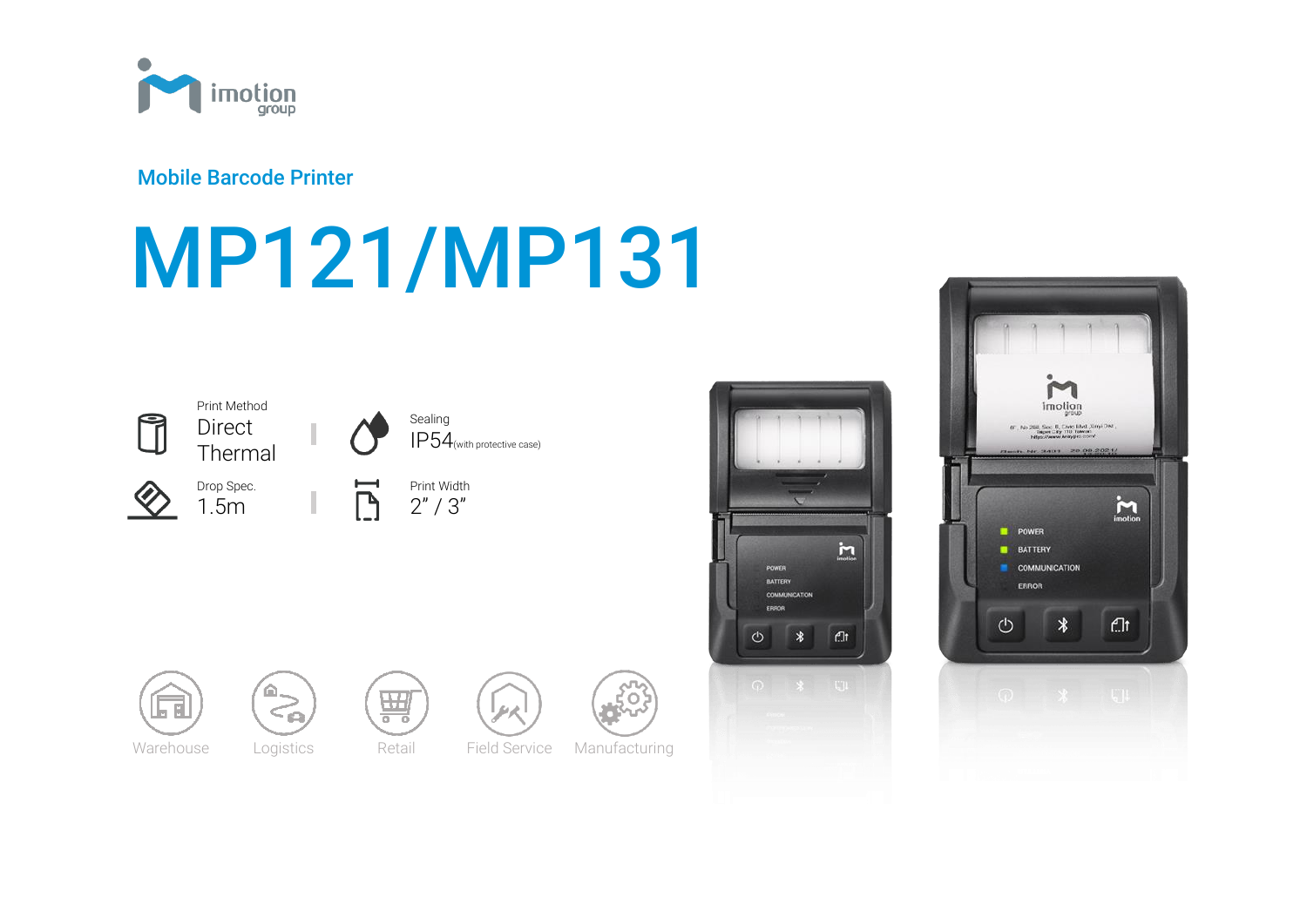imotion group

## Mobile Barcode Printer

# MP121/MP131

Print Method
Direct Thermal

Sealing
IP54 (with protective case)

Drop Spec.
1.5m

Print Width
2" / 3"

Warehouse

Logistics

Retail

Field Service

Manufacturing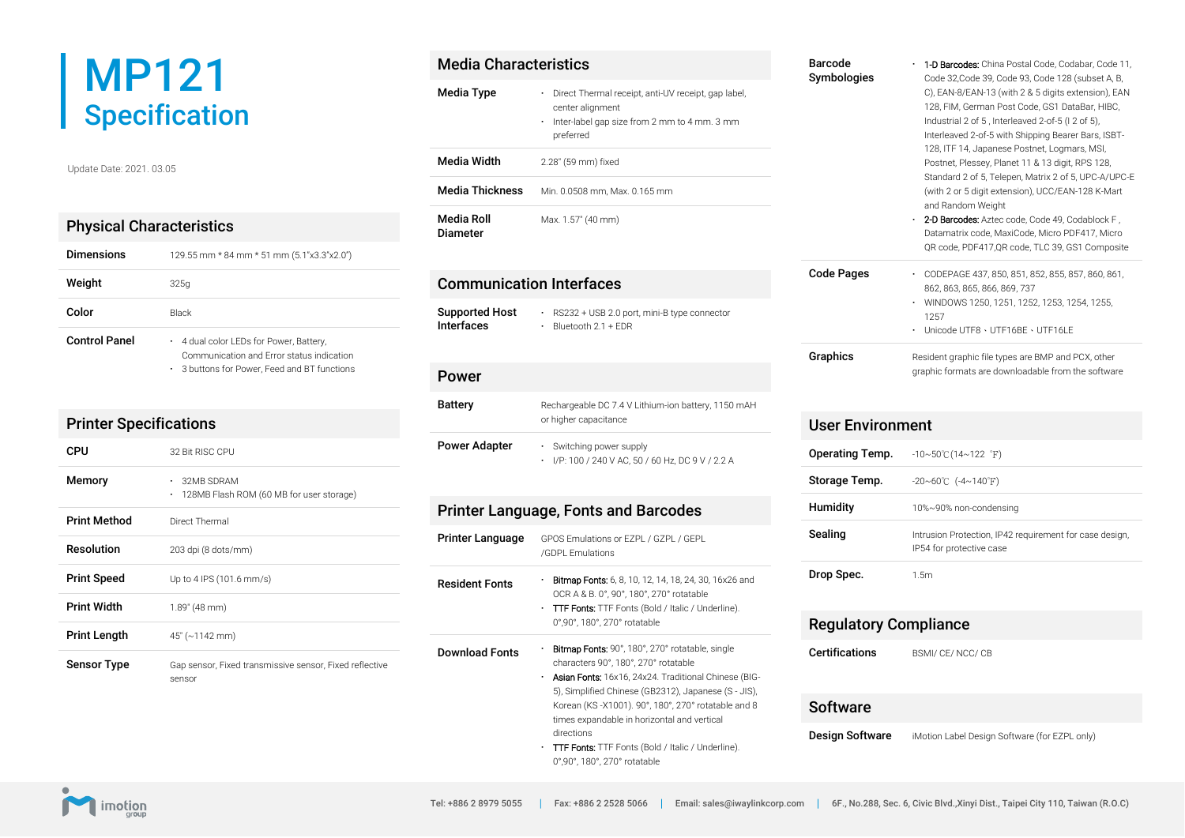# MP121 Specification

Update Date: 2021. 03.05

## Physical Characteristics

| | |
|---|---|
| **Dimensions** | 129.55 mm * 84 mm * 51 mm (5.1"x3.3"x2.0") |
| **Weight** | 325g |
| **Color** | Black |
| **Control Panel** | • 4 dual color LEDs for Power, Battery, Communication and Error status indication<br>• 3 buttons for Power, Feed and BT functions |

## Printer Specifications

| | |
|---|---|
| **CPU** | 32 Bit RISC CPU |
| **Memory** | • 32MB SDRAM<br>• 128MB Flash ROM (60 MB for user storage) |
| **Print Method** | Direct Thermal |
| **Resolution** | 203 dpi (8 dots/mm) |
| **Print Speed** | Up to 4 IPS (101.6 mm/s) |
| **Print Width** | 1.89" (48 mm) |
| **Print Length** | 45" (~1142 mm) |
| **Sensor Type** | Gap sensor, Fixed transmissive sensor, Fixed reflective sensor |

## Media Characteristics

| | |
|---|---|
| **Media Type** | • Direct Thermal receipt, anti-UV receipt, gap label, center alignment<br>• Inter-label gap size from 2 mm to 4 mm. 3 mm preferred |
| **Media Width** | 2.28" (59 mm) fixed |
| **Media Thickness** | Min. 0.0508 mm, Max. 0.165 mm |
| **Media Roll Diameter** | Max. 1.57" (40 mm) |

## Communication Interfaces

| | |
|---|---|
| **Supported Host Interfaces** | • RS232 + USB 2.0 port, mini-B type connector<br>• Bluetooth 2.1 + EDR |

## Power

| | |
|---|---|
| **Battery** | Rechargeable DC 7.4 V Lithium-ion battery, 1150 mAH or higher capacitance |
| **Power Adapter** | • Switching power supply<br>• I/P: 100 / 240 V AC, 50 / 60 Hz, DC 9 V / 2.2 A |

## Printer Language, Fonts and Barcodes

| | |
|---|---|
| **Printer Language** | GPOS Emulations or EZPL / GZPL / GEPL /GDPL Emulations |
| **Resident Fonts** | • Bitmap Fonts: 6, 8, 10, 12, 14, 18, 24, 30, 16x26 and OCR A & B. 0°, 90°, 180°, 270° rotatable<br>• TTF Fonts: TTF Fonts (Bold / Italic / Underline). 0°,90°, 180°, 270° rotatable |
| **Download Fonts** | • Bitmap Fonts: 90°, 180°, 270° rotatable, single characters 90°, 180°, 270° rotatable<br>• Asian Fonts: 16x16, 24x24. Traditional Chinese (BIG-5), Simplified Chinese (GB2312), Japanese (S - JIS), Korean (KS -X1001). 90°, 180°, 270° rotatable and 8 times expandable in horizontal and vertical directions<br>• TTF Fonts: TTF Fonts (Bold / Italic / Underline). 0°,90°, 180°, 270° rotatable |
| **Barcode Symbologies** | • 1-D Barcodes: China Postal Code, Codabar, Code 11, Code 32,Code 39, Code 93, Code 128 (subset A, B, C), EAN-8/EAN-13 (with 2 & 5 digits extension), EAN 128, FIM, German Post Code, GS1 DataBar, HIBC, Industrial 2 of 5 , Interleaved 2-of-5 (I 2 of 5), Interleaved 2-of-5 with Shipping Bearer Bars, ISBT-128, ITF 14, Japanese Postnet, Logmars, MSI, Postnet, Plessey, Planet 11 & 13 digit, RPS 128, Standard 2 of 5, Telepen, Matrix 2 of 5, UPC-A/UPC-E (with 2 or 5 digit extension), UCC/EAN-128 K-Mart and Random Weight<br>• 2-D Barcodes: Aztec code, Code 49, Codablock F , Datamatrix code, MaxiCode, Micro PDF417, Micro QR code, PDF417,QR code, TLC 39, GS1 Composite |
| **Code Pages** | • CODEPAGE 437, 850, 851, 852, 855, 857, 860, 861, 862, 863, 865, 866, 869, 737<br>• WINDOWS 1250, 1251, 1252, 1253, 1254, 1255, 1257<br>• Unicode UTF8、UTF16BE、UTF16LE |
| **Graphics** | Resident graphic file types are BMP and PCX, other graphic formats are downloadable from the software |

## User Environment

| | |
|---|---|
| **Operating Temp.** | -10~50℃(14~122 ℉) |
| **Storage Temp.** | -20~60℃ (-4~140℉) |
| **Humidity** | 10%~90% non-condensing |
| **Sealing** | Intrusion Protection, IP42 requirement for case design, IP54 for protective case |
| **Drop Spec.** | 1.5m |

## Regulatory Compliance

| | |
|---|---|
| **Certifications** | BSMI/ CE/ NCC/ CB |

## Software

| | |
|---|---|
| **Design Software** | iMotion Label Design Software (for EZPL only) |

imotion group

Tel: +886 2 8979 5055 | Fax: +886 2 2528 5066 | Email: sales@iwaylinkcorp.com | 6F., No.288, Sec. 6, Civic Blvd.,Xinyi Dist., Taipei City 110, Taiwan (R.O.C)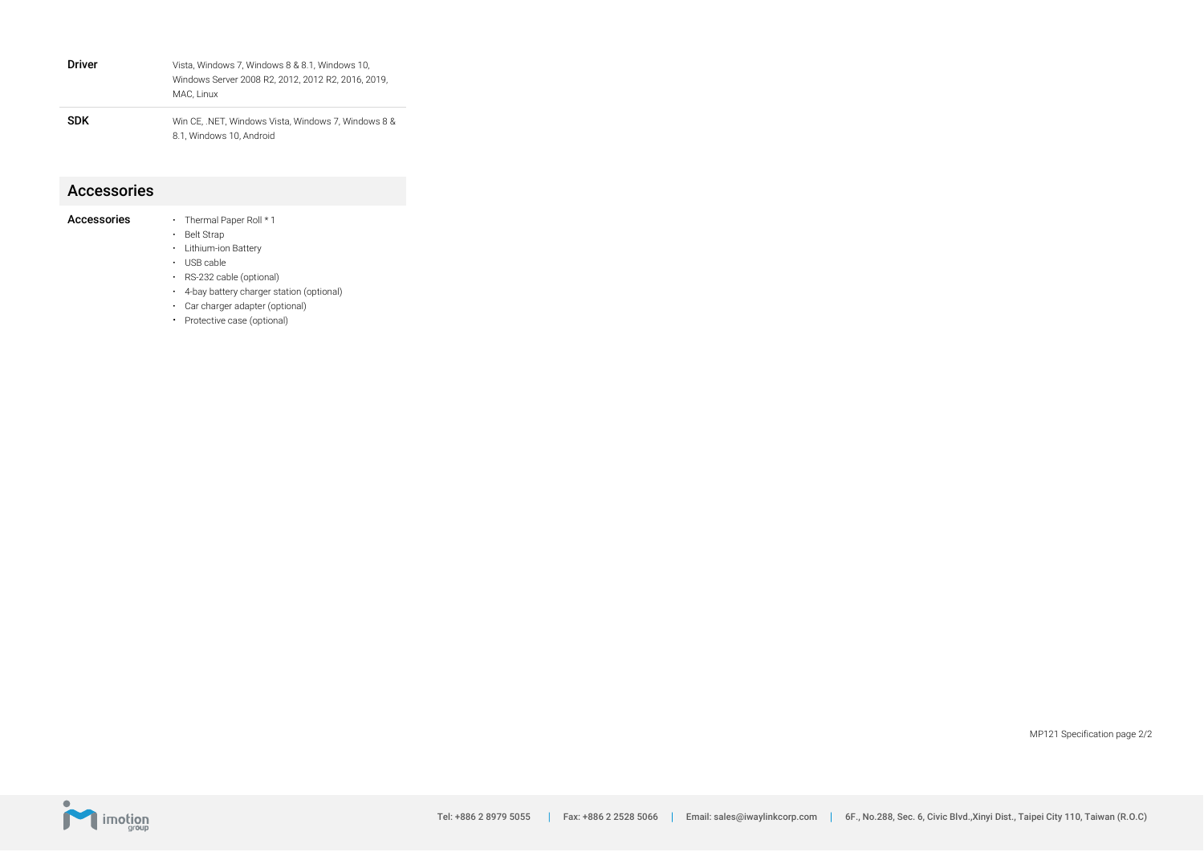| | |
|---|---|
| **Driver** | Vista, Windows 7, Windows 8 & 8.1, Windows 10, Windows Server 2008 R2, 2012, 2012 R2, 2016, 2019, MAC, Linux |
| **SDK** | Win CE, .NET, Windows Vista, Windows 7, Windows 8 & 8.1, Windows 10, Android |

## Accessories

**Accessories**

- Thermal Paper Roll * 1
- Belt Strap
- Lithium-ion Battery
- USB cable
- RS-232 cable (optional)
- 4-bay battery charger station (optional)
- Car charger adapter (optional)
- Protective case (optional)

MP121 Specification page 2/2

Tel: +886 2 8979 5055 | Fax: +886 2 2528 5066 | Email: sales@iwaylinkcorp.com | 6F., No.288, Sec. 6, Civic Blvd.,Xinyi Dist., Taipei City 110, Taiwan (R.O.C)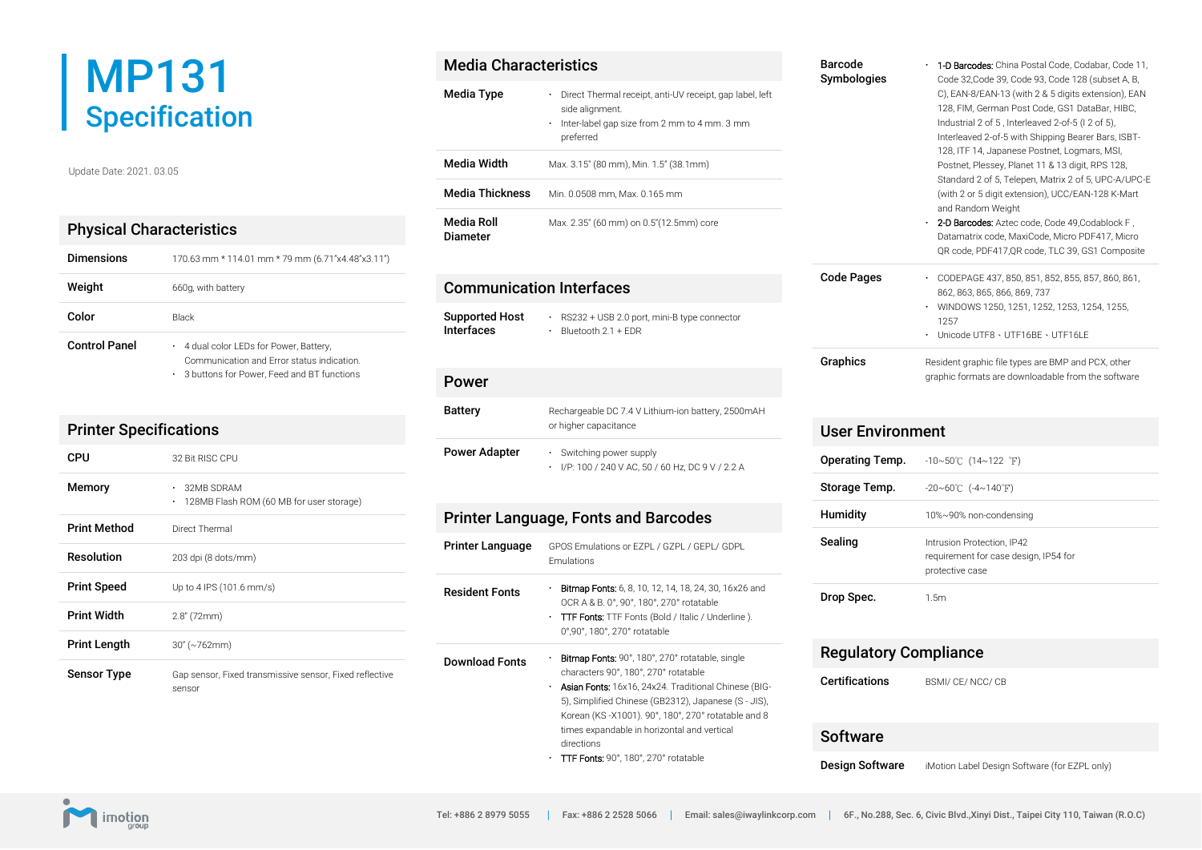# MP131 Specification

Update Date: 2021. 03.05

## Physical Characteristics

| | |
|---|---|
| **Dimensions** | 170.63 mm * 114.01 mm * 79 mm (6.71"x4.48"x3.11") |
| **Weight** | 660g, with battery |
| **Color** | Black |
| **Control Panel** | • 4 dual color LEDs for Power, Battery, Communication and Error status indication.<br>• 3 buttons for Power, Feed and BT functions |

## Printer Specifications

| | |
|---|---|
| **CPU** | 32 Bit RISC CPU |
| **Memory** | • 32MB SDRAM<br>• 128MB Flash ROM (60 MB for user storage) |
| **Print Method** | Direct Thermal |
| **Resolution** | 203 dpi (8 dots/mm) |
| **Print Speed** | Up to 4 IPS (101.6 mm/s) |
| **Print Width** | 2.8" (72mm) |
| **Print Length** | 30" (~762mm) |
| **Sensor Type** | Gap sensor, Fixed transmissive sensor, Fixed reflective sensor |

## Media Characteristics

| | |
|---|---|
| **Media Type** | • Direct Thermal receipt, anti-UV receipt, gap label, left side alignment.<br>• Inter-label gap size from 2 mm to 4 mm. 3 mm preferred |
| **Media Width** | Max. 3.15" (80 mm), Min. 1.5" (38.1mm) |
| **Media Thickness** | Min. 0.0508 mm, Max. 0.165 mm |
| **Media Roll Diameter** | Max. 2.35" (60 mm) on 0.5"(12.5mm) core |

## Communication Interfaces

| | |
|---|---|
| **Supported Host Interfaces** | • RS232 + USB 2.0 port, mini-B type connector<br>• Bluetooth 2.1 + EDR |

## Power

| | |
|---|---|
| **Battery** | Rechargeable DC 7.4 V Lithium-ion battery, 2500mAH or higher capacitance |
| **Power Adapter** | • Switching power supply<br>• I/P: 100 / 240 V AC, 50 / 60 Hz, DC 9 V / 2.2 A |

## Printer Language, Fonts and Barcodes

| | |
|---|---|
| **Printer Language** | GPOS Emulations or EZPL / GZPL / GEPL/ GDPL Emulations |
| **Resident Fonts** | • Bitmap Fonts: 6, 8, 10, 12, 14, 18, 24, 30, 16x26 and OCR A & B. 0°, 90°, 180°, 270° rotatable<br>• TTF Fonts: TTF Fonts (Bold / Italic / Underline ). 0°,90°, 180°, 270° rotatable |
| **Download Fonts** | • Bitmap Fonts: 90°, 180°, 270° rotatable, single characters 90°, 180°, 270° rotatable<br>• Asian Fonts: 16x16, 24x24. Traditional Chinese (BIG-5), Simplified Chinese (GB2312), Japanese (S - JIS), Korean (KS -X1001). 90°, 180°, 270° rotatable and 8 times expandable in horizontal and vertical directions<br>• TTF Fonts: 90°, 180°, 270° rotatable |
| **Barcode Symbologies** | • 1-D Barcodes: China Postal Code, Codabar, Code 11, Code 32,Code 39, Code 93, Code 128 (subset A, B, C), EAN-8/EAN-13 (with 2 & 5 digits extension), EAN 128, FIM, German Post Code, GS1 DataBar, HIBC, Industrial 2 of 5 , Interleaved 2-of-5 (I 2 of 5), Interleaved 2-of-5 with Shipping Bearer Bars, ISBT-128, ITF 14, Japanese Postnet, Logmars, MSI, Postnet, Plessey, Planet 11 & 13 digit, RPS 128, Standard 2 of 5, Telepen, Matrix 2 of 5, UPC-A/UPC-E (with 2 or 5 digit extension), UCC/EAN-128 K-Mart and Random Weight<br>• 2-D Barcodes: Aztec code, Code 49,Codablock F , Datamatrix code, MaxiCode, Micro PDF417, Micro QR code, PDF417,QR code, TLC 39, GS1 Composite |
| **Code Pages** | • CODEPAGE 437, 850, 851, 852, 855, 857, 860, 861, 862, 863, 865, 866, 869, 737<br>• WINDOWS 1250, 1251, 1252, 1253, 1254, 1255, 1257<br>• Unicode UTF8、UTF16BE、UTF16LE |
| **Graphics** | Resident graphic file types are BMP and PCX, other graphic formats are downloadable from the software |

## User Environment

| | |
|---|---|
| **Operating Temp.** | -10~50℃ (14~122 ℉) |
| **Storage Temp.** | -20~60℃ (-4~140℉) |
| **Humidity** | 10%~90% non-condensing |
| **Sealing** | Intrusion Protection, IP42 requirement for case design, IP54 for protective case |
| **Drop Spec.** | 1.5m |

## Regulatory Compliance

| | |
|---|---|
| **Certifications** | BSMI/ CE/ NCC/ CB |

## Software

| | |
|---|---|
| **Design Software** | iMotion Label Design Software (for EZPL only) |

imotion group

Tel: +886 2 8979 5055 | Fax: +886 2 2528 5066 | Email: sales@iwaylinkcorp.com | 6F., No.288, Sec. 6, Civic Blvd.,Xinyi Dist., Taipei City 110, Taiwan (R.O.C)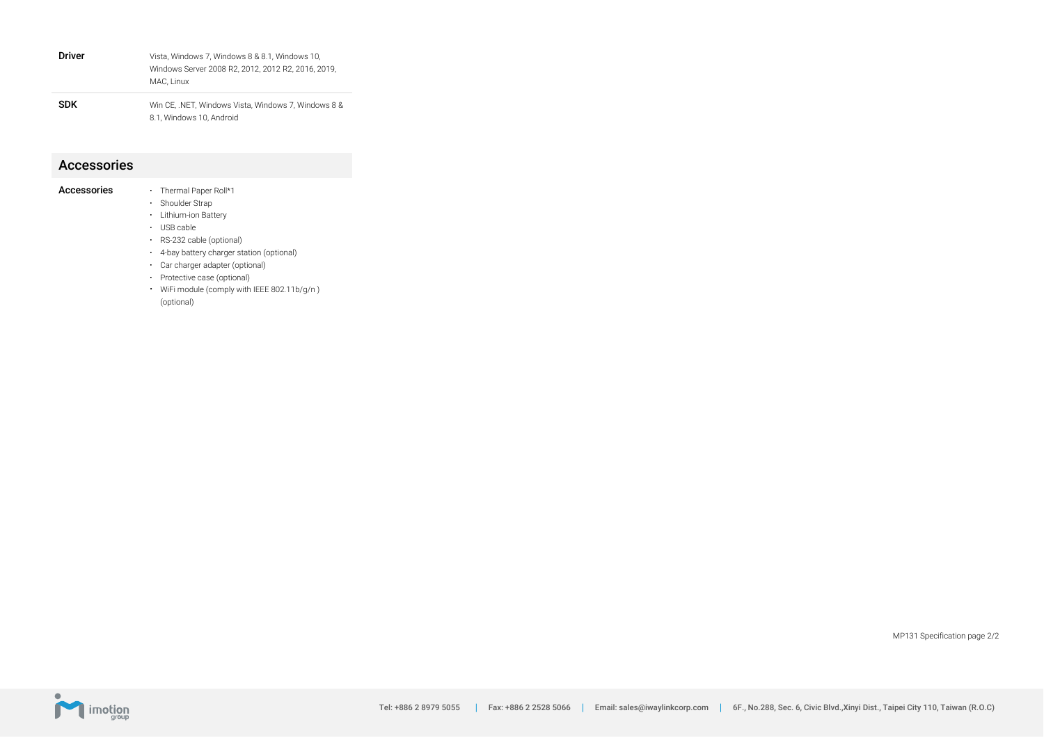| | |
|---|---|
| **Driver** | Vista, Windows 7, Windows 8 & 8.1, Windows 10, Windows Server 2008 R2, 2012, 2012 R2, 2016, 2019, MAC, Linux |
| **SDK** | Win CE, .NET, Windows Vista, Windows 7, Windows 8 & 8.1, Windows 10, Android |

## Accessories

**Accessories**

- Thermal Paper Roll*1
- Shoulder Strap
- Lithium-ion Battery
- USB cable
- RS-232 cable (optional)
- 4-bay battery charger station (optional)
- Car charger adapter (optional)
- Protective case (optional)
- WiFi module (comply with IEEE 802.11b/g/n ) (optional)

Tel: +886 2 8979 5055 | Fax: +886 2 2528 5066 | Email: sales@iwaylinkcorp.com | 6F., No.288, Sec. 6, Civic Blvd.,Xinyi Dist., Taipei City 110, Taiwan (R.O.C)